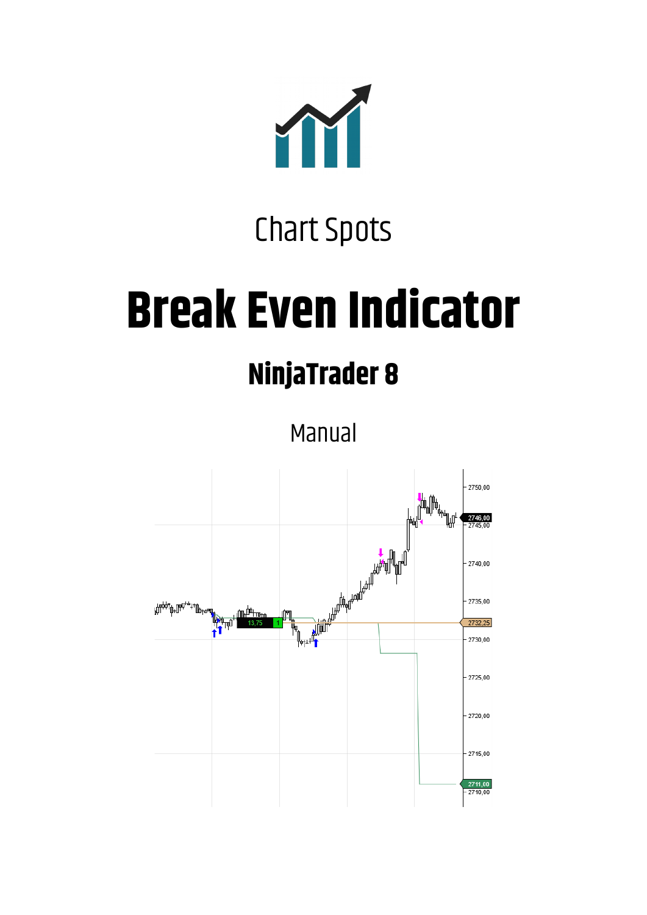Chart Spots

# Break Even Indicator

## NinjaTrader 8

Manual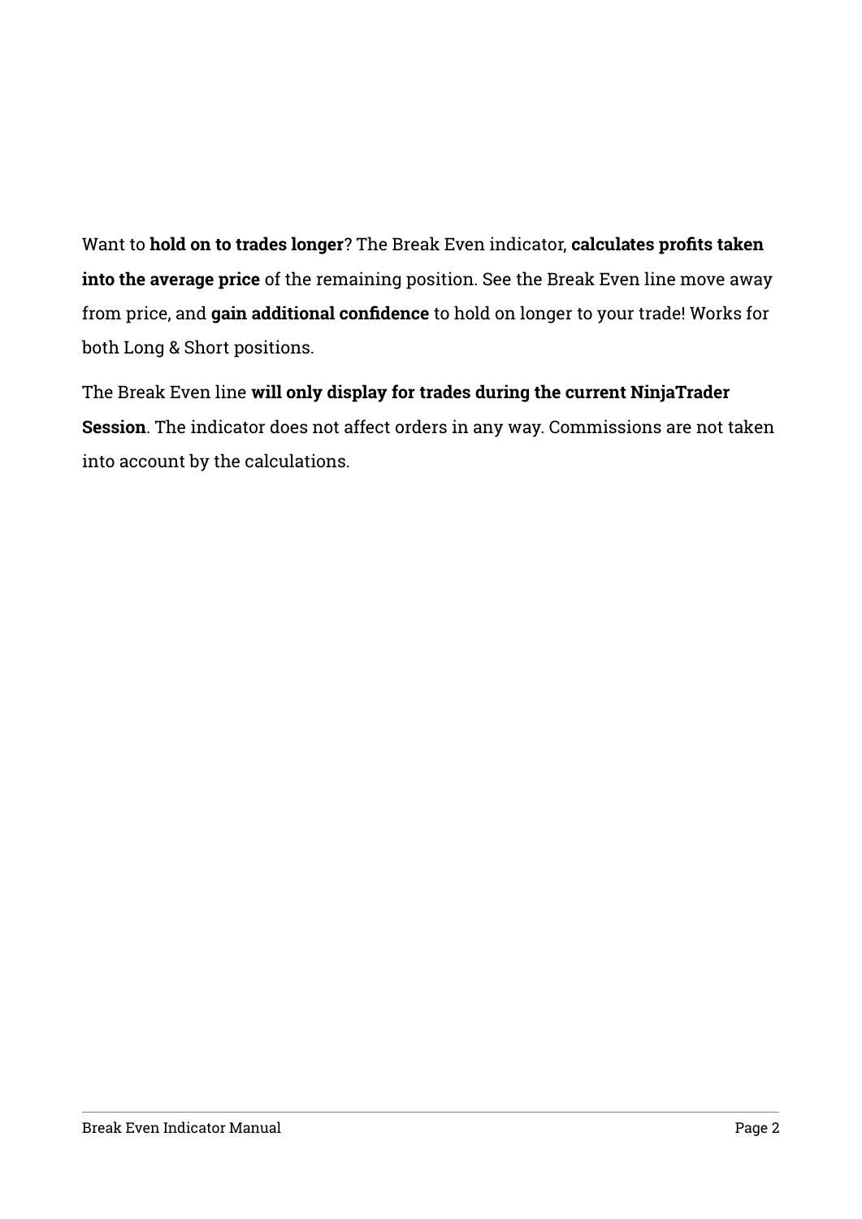Want to **hold on to trades longer**? The Break Even indicator, **calculates profits taken into the average price** of the remaining position. See the Break Even line move away from price, and **gain additional confidence** to hold on longer to your trade! Works for both Long & Short positions.

The Break Even line **will only display for trades during the current NinjaTrader Session**. The indicator does not affect orders in any way. Commissions are not taken into account by the calculations.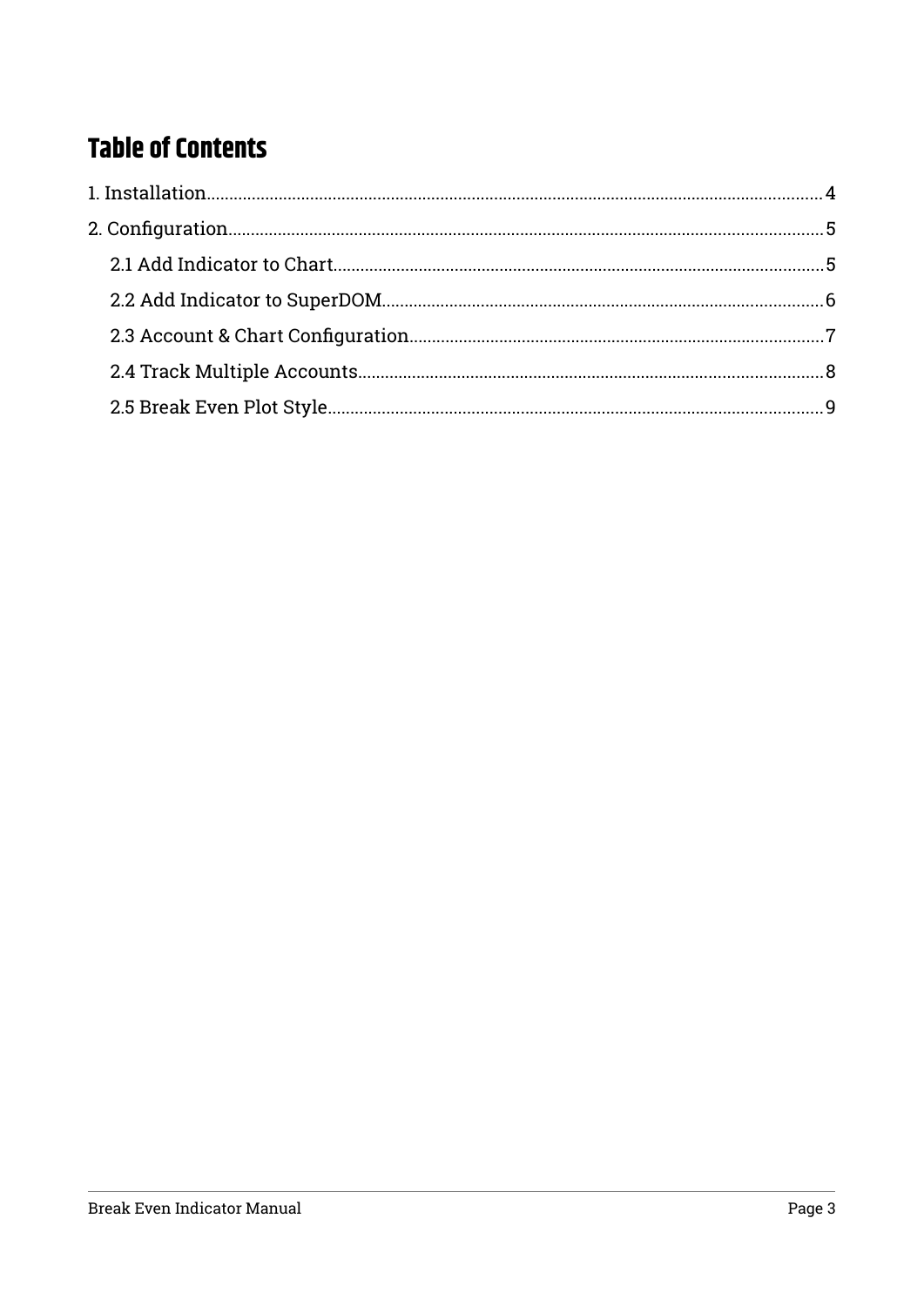# Table of Contents

1. Installation .... 4
2. Configuration .... 5
   - 2.1 Add Indicator to Chart .... 5
   - 2.2 Add Indicator to SuperDOM .... 6
   - 2.3 Account & Chart Configuration .... 7
   - 2.4 Track Multiple Accounts .... 8
   - 2.5 Break Even Plot Style .... 9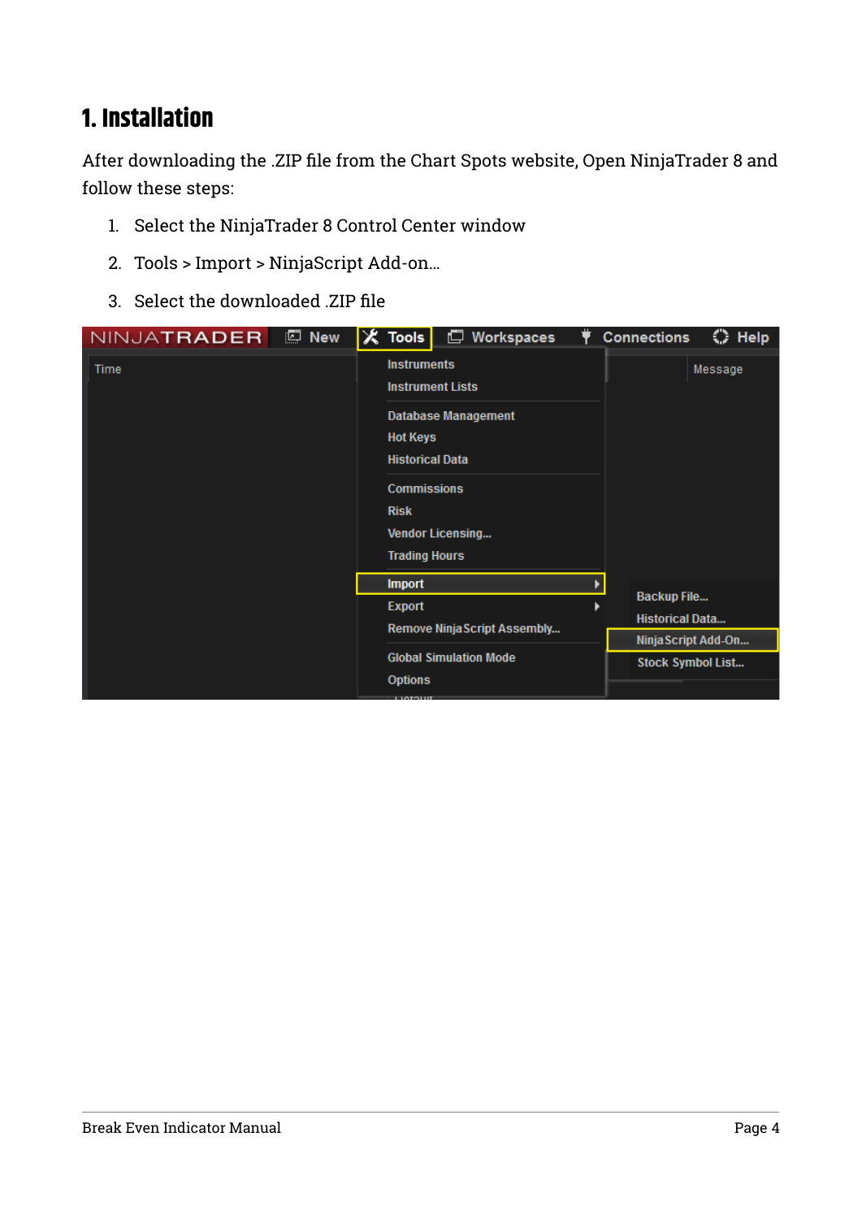# 1. Installation

After downloading the .ZIP file from the Chart Spots website, Open NinjaTrader 8 and follow these steps:

1. Select the NinjaTrader 8 Control Center window
2. Tools > Import > NinjaScript Add-on...
3. Select the downloaded .ZIP file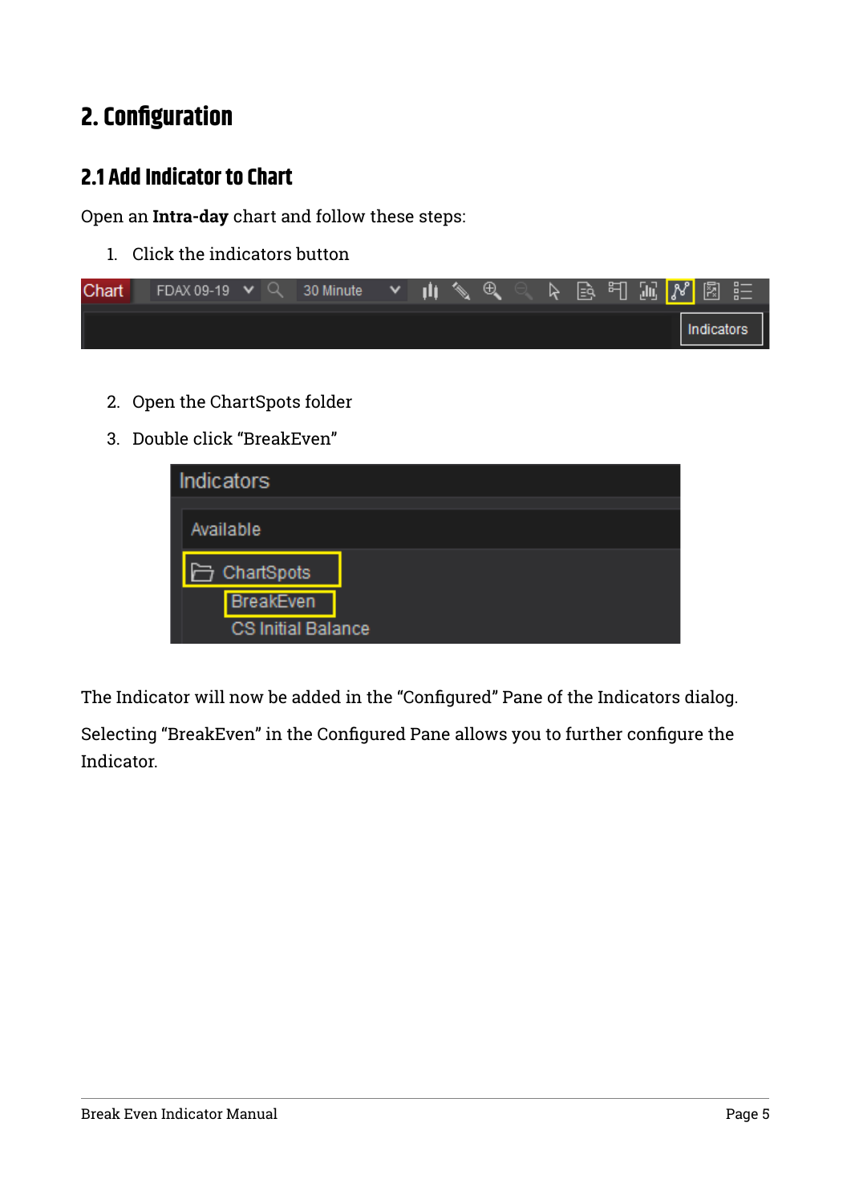# 2. Configuration

## 2.1 Add Indicator to Chart

Open an **Intra-day** chart and follow these steps:

1. Click the indicators button

2. Open the ChartSpots folder
3. Double click “BreakEven”

The Indicator will now be added in the “Configured” Pane of the Indicators dialog.

Selecting “BreakEven” in the Configured Pane allows you to further configure the Indicator.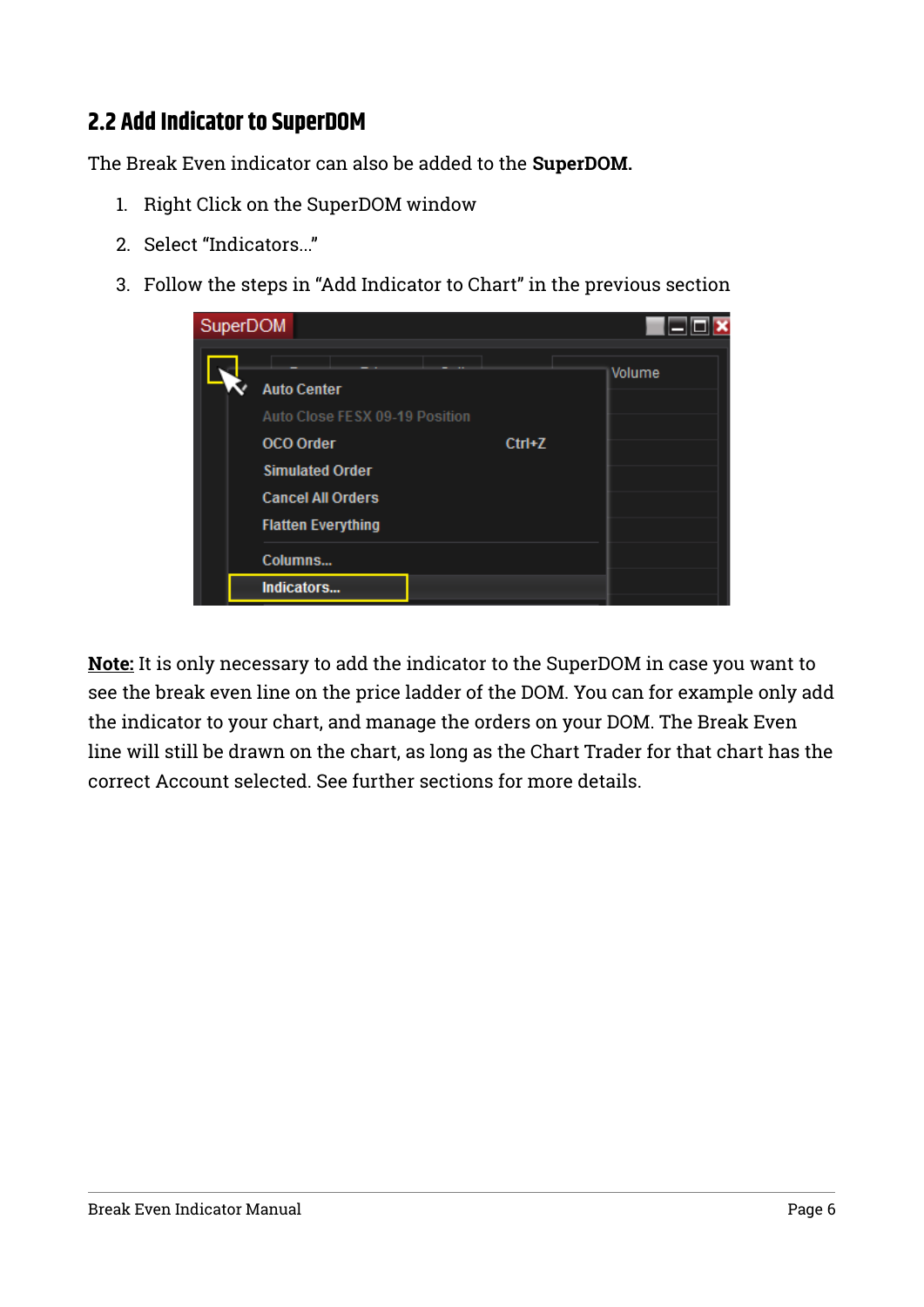## 2.2 Add Indicator to SuperDOM

The Break Even indicator can also be added to the **SuperDOM.**

1. Right Click on the SuperDOM window
2. Select "Indicators..."
3. Follow the steps in "Add Indicator to Chart" in the previous section

**Note:** It is only necessary to add the indicator to the SuperDOM in case you want to see the break even line on the price ladder of the DOM. You can for example only add the indicator to your chart, and manage the orders on your DOM. The Break Even line will still be drawn on the chart, as long as the Chart Trader for that chart has the correct Account selected. See further sections for more details.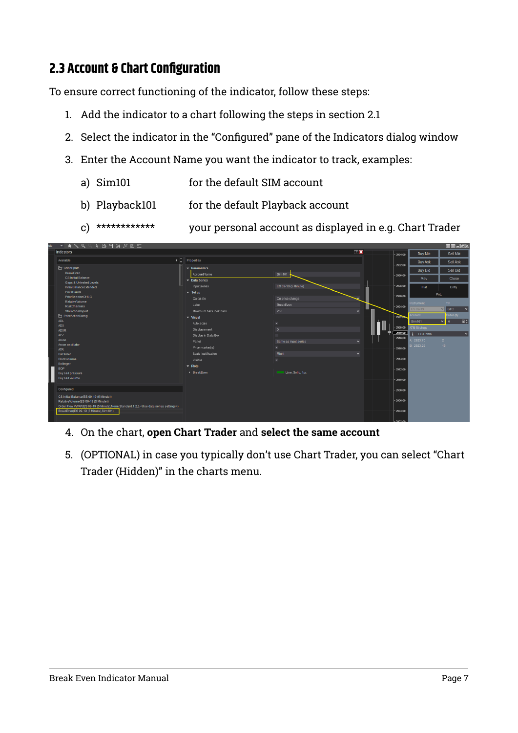## 2.3 Account & Chart Configuration

To ensure correct functioning of the indicator, follow these steps:

1. Add the indicator to a chart following the steps in section 2.1
2. Select the indicator in the “Configured” pane of the Indicators dialog window
3. Enter the Account Name you want the indicator to track, examples:
   a) Sim101 for the default SIM account
   b) Playback101 for the default Playback account
   c) ************ your personal account as displayed in e.g. Chart Trader
4. On the chart, **open Chart Trader** and **select the same account**
5. (OPTIONAL) in case you typically don’t use Chart Trader, you can select “Chart Trader (Hidden)” in the charts menu.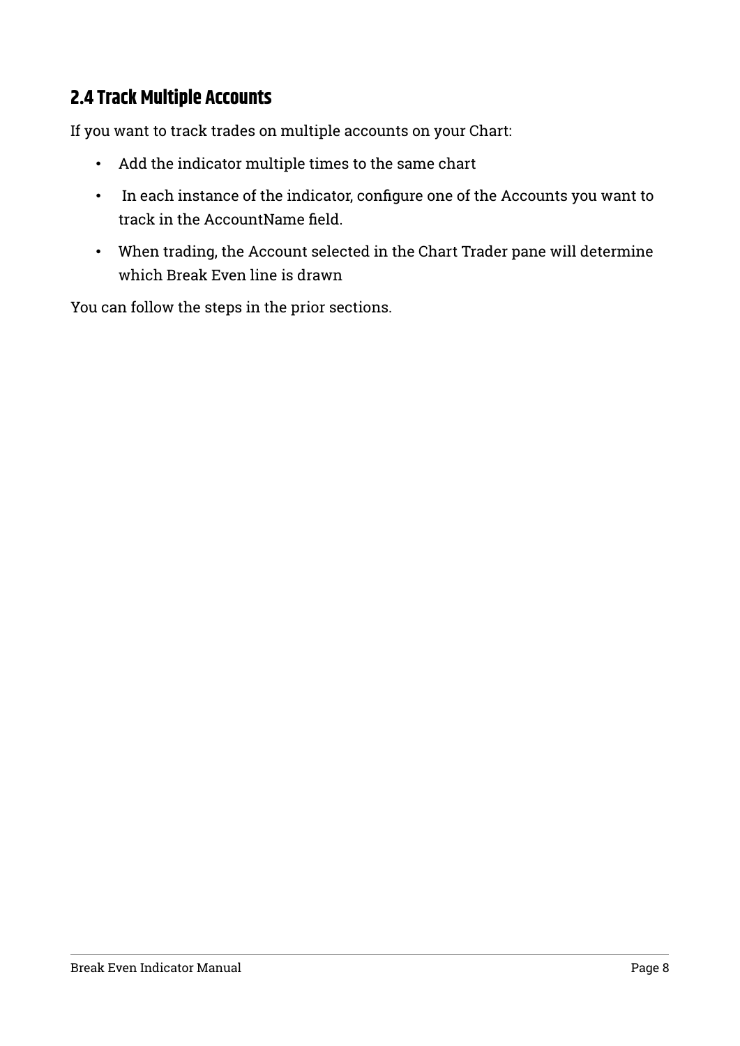## 2.4 Track Multiple Accounts

If you want to track trades on multiple accounts on your Chart:

- Add the indicator multiple times to the same chart
- In each instance of the indicator, configure one of the Accounts you want to track in the AccountName field.
- When trading, the Account selected in the Chart Trader pane will determine which Break Even line is drawn

You can follow the steps in the prior sections.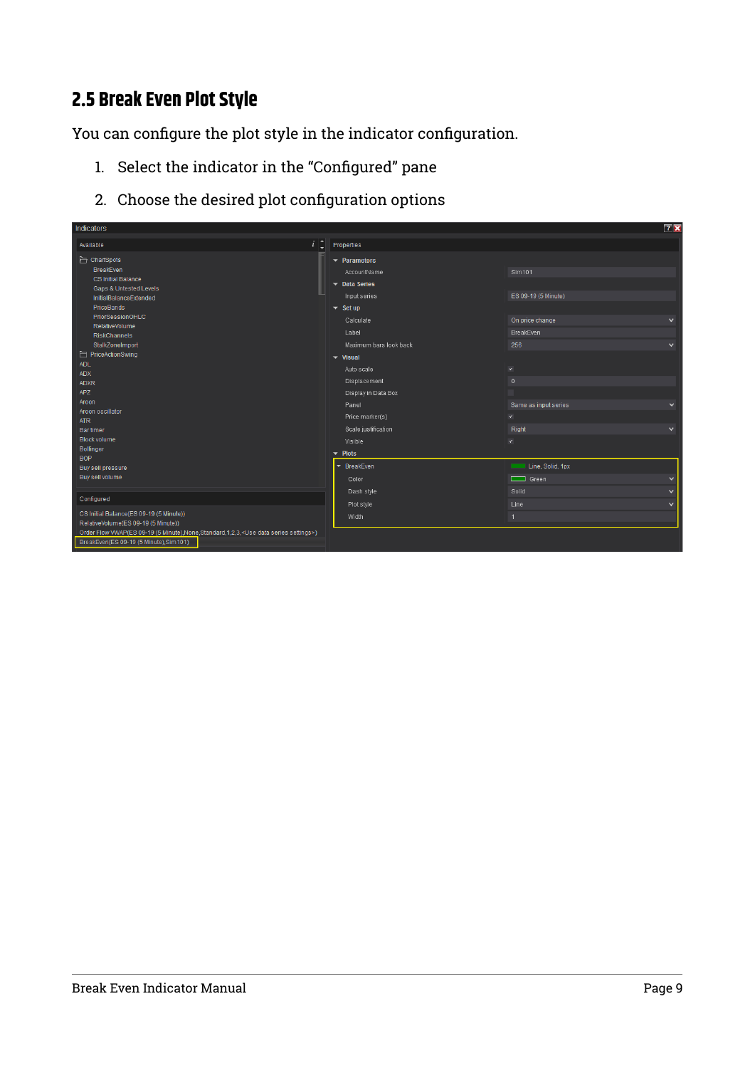## 2.5 Break Even Plot Style

You can configure the plot style in the indicator configuration.

1. Select the indicator in the "Configured" pane
2. Choose the desired plot configuration options